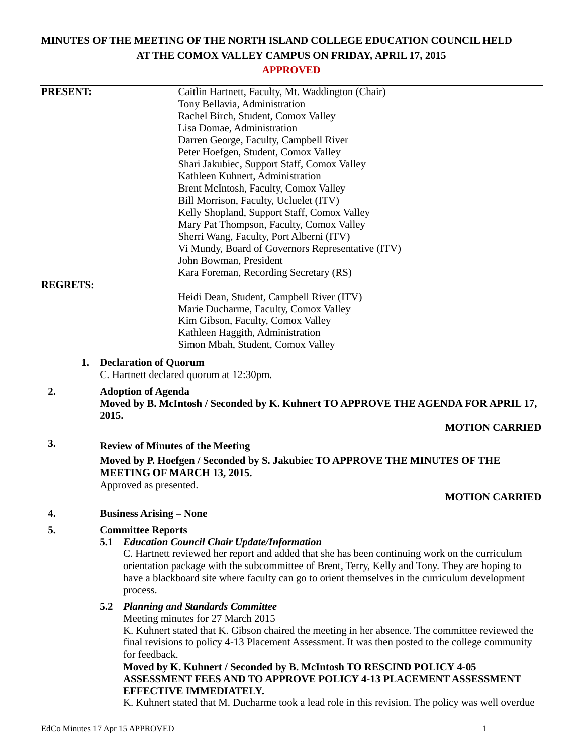# MINUTES OF THE MEETING OF THE NORTH ISLAND COLLEGE EDUCATION COUNCIL HELD AT THE COMOX VALLEY CAMPUS ON FRIDAY, APRIL 17, 2015

**APPROVED**

**PRESENT:**

Caitlin Hartnett, Faculty, Mt. Waddington (Chair)
Tony Bellavia, Administration
Rachel Birch, Student, Comox Valley
Lisa Domae, Administration
Darren George, Faculty, Campbell River
Peter Hoefgen, Student, Comox Valley
Shari Jakubiec, Support Staff, Comox Valley
Kathleen Kuhnert, Administration
Brent McIntosh, Faculty, Comox Valley
Bill Morrison, Faculty, Ucluelet (ITV)
Kelly Shopland, Support Staff, Comox Valley
Mary Pat Thompson, Faculty, Comox Valley
Sherri Wang, Faculty, Port Alberni (ITV)
Vi Mundy, Board of Governors Representative (ITV)
John Bowman, President
Kara Foreman, Recording Secretary (RS)

**REGRETS:**

Heidi Dean, Student, Campbell River (ITV)
Marie Ducharme, Faculty, Comox Valley
Kim Gibson, Faculty, Comox Valley
Kathleen Haggith, Administration
Simon Mbah, Student, Comox Valley

**1. Declaration of Quorum**

C. Hartnett declared quorum at 12:30pm.

**2. Adoption of Agenda**

**Moved by B. McIntosh / Seconded by K. Kuhnert TO APPROVE THE AGENDA FOR APRIL 17, 2015.**

**MOTION CARRIED**

**3. Review of Minutes of the Meeting**

**Moved by P. Hoefgen / Seconded by S. Jakubiec TO APPROVE THE MINUTES OF THE MEETING OF MARCH 13, 2015.**

Approved as presented.

**MOTION CARRIED**

**4. Business Arising – None**

**5. Committee Reports**

**5.1 *Education Council Chair Update/Information***

C. Hartnett reviewed her report and added that she has been continuing work on the curriculum orientation package with the subcommittee of Brent, Terry, Kelly and Tony. They are hoping to have a blackboard site where faculty can go to orient themselves in the curriculum development process.

**5.2 *Planning and Standards Committee***

Meeting minutes for 27 March 2015

K. Kuhnert stated that K. Gibson chaired the meeting in her absence. The committee reviewed the final revisions to policy 4-13 Placement Assessment. It was then posted to the college community for feedback.

**Moved by K. Kuhnert / Seconded by B. McIntosh TO RESCIND POLICY 4-05 ASSESSMENT FEES AND TO APPROVE POLICY 4-13 PLACEMENT ASSESSMENT EFFECTIVE IMMEDIATELY.**

K. Kuhnert stated that M. Ducharme took a lead role in this revision. The policy was well overdue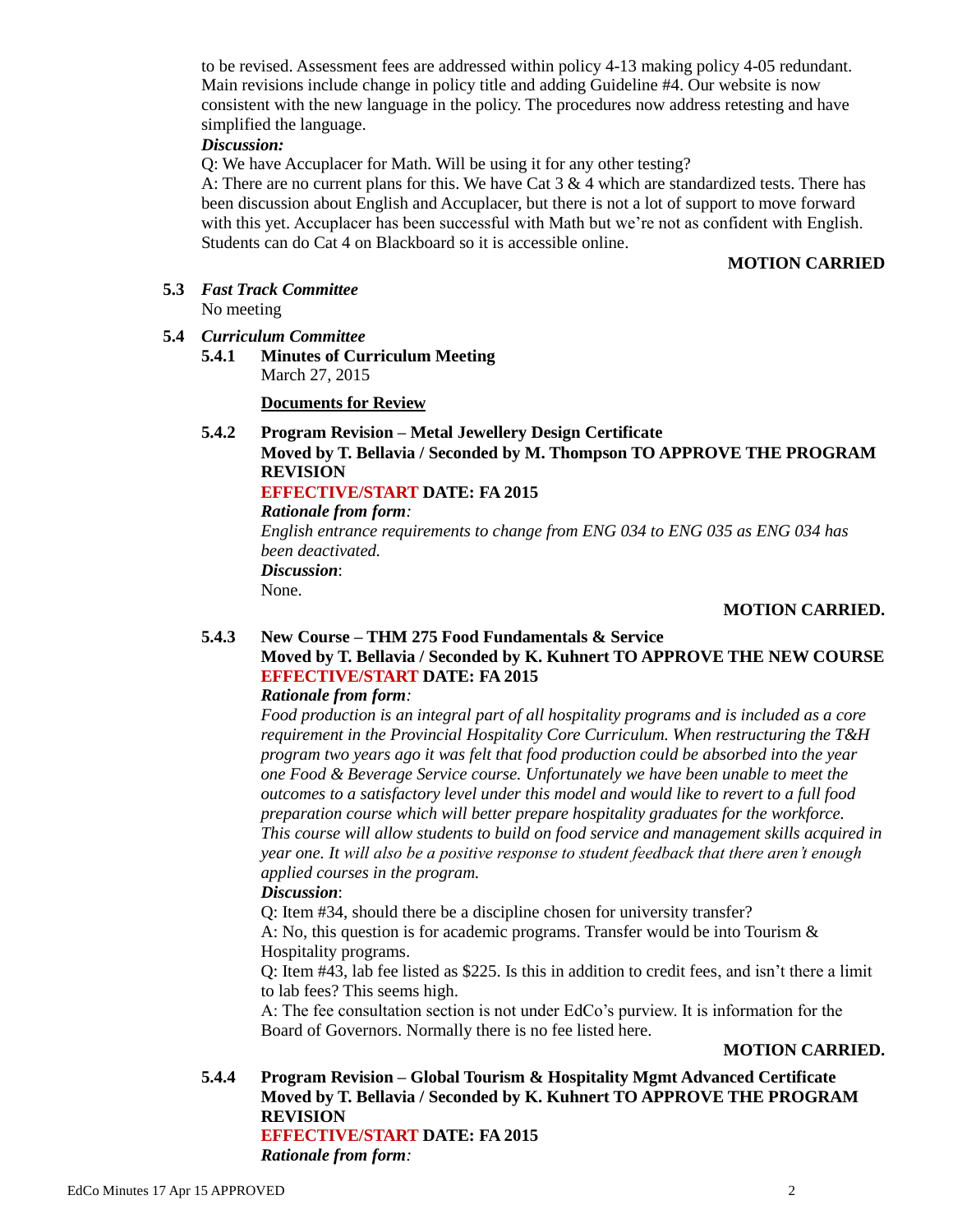to be revised. Assessment fees are addressed within policy 4-13 making policy 4-05 redundant. Main revisions include change in policy title and adding Guideline #4. Our website is now consistent with the new language in the policy. The procedures now address retesting and have simplified the language.

***Discussion:***

Q: We have Accuplacer for Math. Will be using it for any other testing?

A: There are no current plans for this. We have Cat 3 & 4 which are standardized tests. There has been discussion about English and Accuplacer, but there is not a lot of support to move forward with this yet. Accuplacer has been successful with Math but we're not as confident with English. Students can do Cat 4 on Blackboard so it is accessible online.

**MOTION CARRIED**

**5.3** ***Fast Track Committee***

No meeting

**5.4** ***Curriculum Committee***

**5.4.1 Minutes of Curriculum Meeting**

March 27, 2015

**Documents for Review**

**5.4.2 Program Revision – Metal Jewellery Design Certificate**

**Moved by T. Bellavia / Seconded by M. Thompson TO APPROVE THE PROGRAM REVISION**

**EFFECTIVE/START DATE: FA 2015**

***Rationale from form:***

*English entrance requirements to change from ENG 034 to ENG 035 as ENG 034 has been deactivated.*

***Discussion*:**

None.

**MOTION CARRIED.**

**5.4.3 New Course – THM 275 Food Fundamentals & Service**

**Moved by T. Bellavia / Seconded by K. Kuhnert TO APPROVE THE NEW COURSE**

**EFFECTIVE/START DATE: FA 2015**

***Rationale from form:***

*Food production is an integral part of all hospitality programs and is included as a core requirement in the Provincial Hospitality Core Curriculum. When restructuring the T&H program two years ago it was felt that food production could be absorbed into the year one Food & Beverage Service course. Unfortunately we have been unable to meet the outcomes to a satisfactory level under this model and would like to revert to a full food preparation course which will better prepare hospitality graduates for the workforce. This course will allow students to build on food service and management skills acquired in year one. It will also be a positive response to student feedback that there aren't enough applied courses in the program.*

***Discussion*:**

Q: Item #34, should there be a discipline chosen for university transfer?

A: No, this question is for academic programs. Transfer would be into Tourism & Hospitality programs.

Q: Item #43, lab fee listed as $225. Is this in addition to credit fees, and isn't there a limit to lab fees? This seems high.

A: The fee consultation section is not under EdCo's purview. It is information for the Board of Governors. Normally there is no fee listed here.

**MOTION CARRIED.**

**5.4.4 Program Revision – Global Tourism & Hospitality Mgmt Advanced Certificate**

**Moved by T. Bellavia / Seconded by K. Kuhnert TO APPROVE THE PROGRAM REVISION**

**EFFECTIVE/START DATE: FA 2015**

***Rationale from form:***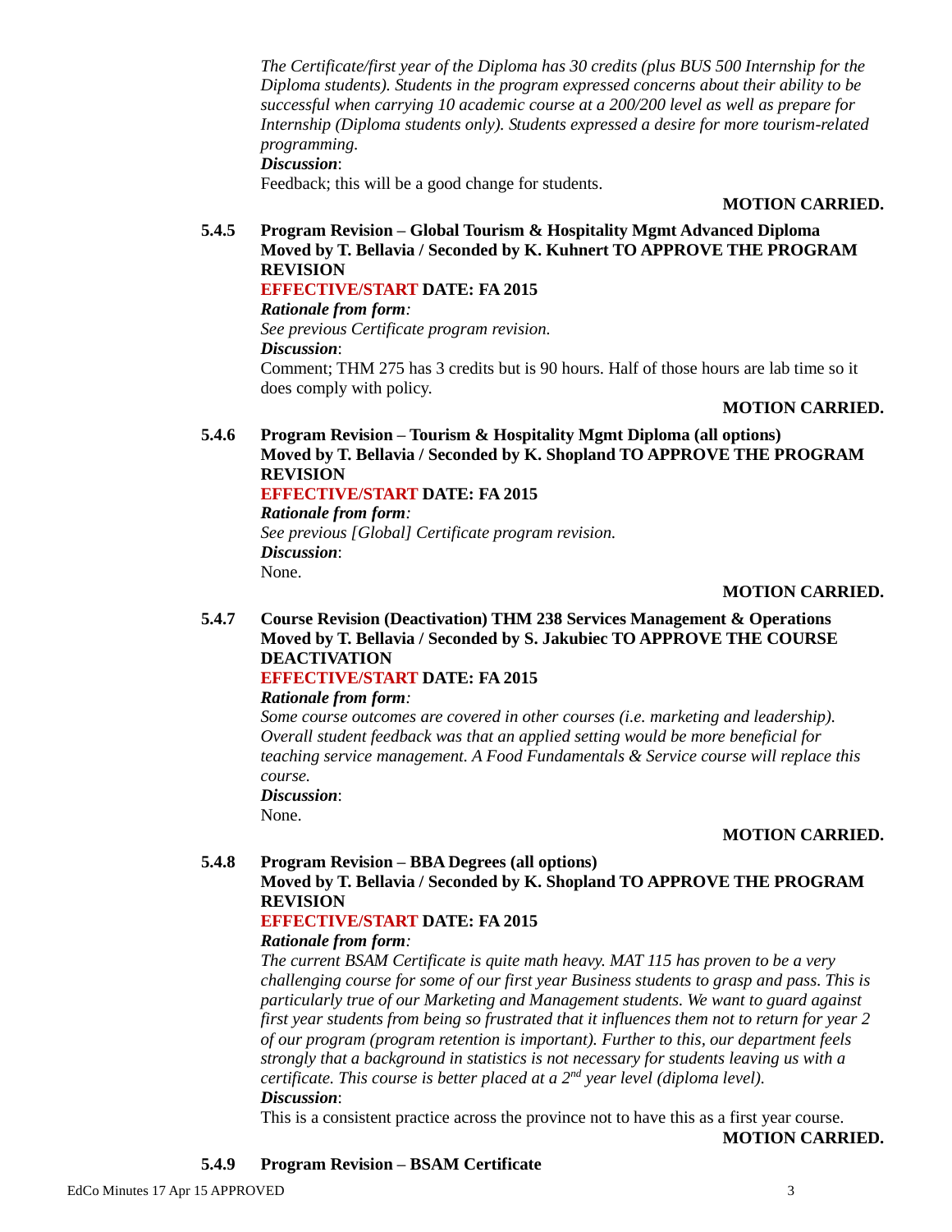*The Certificate/first year of the Diploma has 30 credits (plus BUS 500 Internship for the Diploma students). Students in the program expressed concerns about their ability to be successful when carrying 10 academic course at a 200/200 level as well as prepare for Internship (Diploma students only). Students expressed a desire for more tourism-related programming.*

***Discussion***:

Feedback; this will be a good change for students.

**MOTION CARRIED.**

**5.4.5 Program Revision – Global Tourism & Hospitality Mgmt Advanced Diploma**
**Moved by T. Bellavia / Seconded by K. Kuhnert TO APPROVE THE PROGRAM REVISION**

**EFFECTIVE/START DATE: FA 2015**

***Rationale from form:***

*See previous Certificate program revision.*

***Discussion***:

Comment; THM 275 has 3 credits but is 90 hours. Half of those hours are lab time so it does comply with policy.

**MOTION CARRIED.**

**5.4.6 Program Revision – Tourism & Hospitality Mgmt Diploma (all options)**
**Moved by T. Bellavia / Seconded by K. Shopland TO APPROVE THE PROGRAM REVISION**

**EFFECTIVE/START DATE: FA 2015**

***Rationale from form:***

*See previous [Global] Certificate program revision.*

***Discussion***:

None.

**MOTION CARRIED.**

**5.4.7 Course Revision (Deactivation) THM 238 Services Management & Operations**
**Moved by T. Bellavia / Seconded by S. Jakubiec TO APPROVE THE COURSE DEACTIVATION**

**EFFECTIVE/START DATE: FA 2015**

***Rationale from form:***

*Some course outcomes are covered in other courses (i.e. marketing and leadership). Overall student feedback was that an applied setting would be more beneficial for teaching service management. A Food Fundamentals & Service course will replace this course.*

***Discussion***:

None.

**MOTION CARRIED.**

**5.4.8 Program Revision – BBA Degrees (all options)**
**Moved by T. Bellavia / Seconded by K. Shopland TO APPROVE THE PROGRAM REVISION**

**EFFECTIVE/START DATE: FA 2015**

***Rationale from form:***

*The current BSAM Certificate is quite math heavy. MAT 115 has proven to be a very challenging course for some of our first year Business students to grasp and pass. This is particularly true of our Marketing and Management students. We want to guard against first year students from being so frustrated that it influences them not to return for year 2 of our program (program retention is important). Further to this, our department feels strongly that a background in statistics is not necessary for students leaving us with a certificate. This course is better placed at a 2nd year level (diploma level).*

***Discussion***:

This is a consistent practice across the province not to have this as a first year course.

**MOTION CARRIED.**

**5.4.9 Program Revision – BSAM Certificate**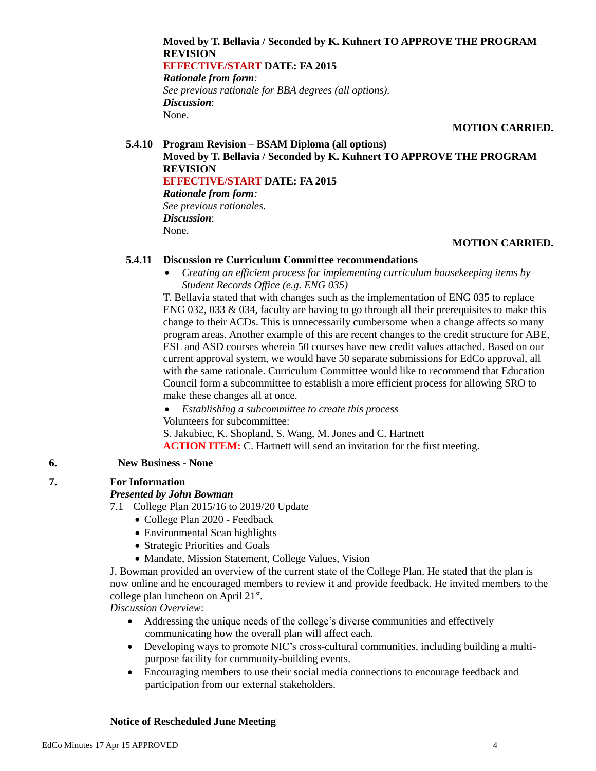**Moved by T. Bellavia / Seconded by K. Kuhnert TO APPROVE THE PROGRAM REVISION**

**EFFECTIVE/START DATE: FA 2015**

***Rationale from form:***

*See previous rationale for BBA degrees (all options).*

***Discussion***:

None.

**MOTION CARRIED.**

**5.4.10 Program Revision – BSAM Diploma (all options)**

**Moved by T. Bellavia / Seconded by K. Kuhnert TO APPROVE THE PROGRAM REVISION**

**EFFECTIVE/START DATE: FA 2015**

***Rationale from form:***

*See previous rationales.*

***Discussion***:

None.

**MOTION CARRIED.**

**5.4.11 Discussion re Curriculum Committee recommendations**

- *Creating an efficient process for implementing curriculum housekeeping items by Student Records Office (e.g. ENG 035)*

T. Bellavia stated that with changes such as the implementation of ENG 035 to replace ENG 032, 033 & 034, faculty are having to go through all their prerequisites to make this change to their ACDs. This is unnecessarily cumbersome when a change affects so many program areas. Another example of this are recent changes to the credit structure for ABE, ESL and ASD courses wherein 50 courses have new credit values attached. Based on our current approval system, we would have 50 separate submissions for EdCo approval, all with the same rationale. Curriculum Committee would like to recommend that Education Council form a subcommittee to establish a more efficient process for allowing SRO to make these changes all at once.

- *Establishing a subcommittee to create this process*

Volunteers for subcommittee:

S. Jakubiec, K. Shopland, S. Wang, M. Jones and C. Hartnett

**ACTION ITEM:** C. Hartnett will send an invitation for the first meeting.

## 6. New Business - None

## 7. For Information

***Presented by John Bowman***

7.1 College Plan 2015/16 to 2019/20 Update

- College Plan 2020 - Feedback
- Environmental Scan highlights
- Strategic Priorities and Goals
- Mandate, Mission Statement, College Values, Vision

J. Bowman provided an overview of the current state of the College Plan. He stated that the plan is now online and he encouraged members to review it and provide feedback. He invited members to the college plan luncheon on April 21st.

*Discussion Overview*:

- Addressing the unique needs of the college's diverse communities and effectively communicating how the overall plan will affect each.
- Developing ways to promote NIC's cross-cultural communities, including building a multi-purpose facility for community-building events.
- Encouraging members to use their social media connections to encourage feedback and participation from our external stakeholders.

**Notice of Rescheduled June Meeting**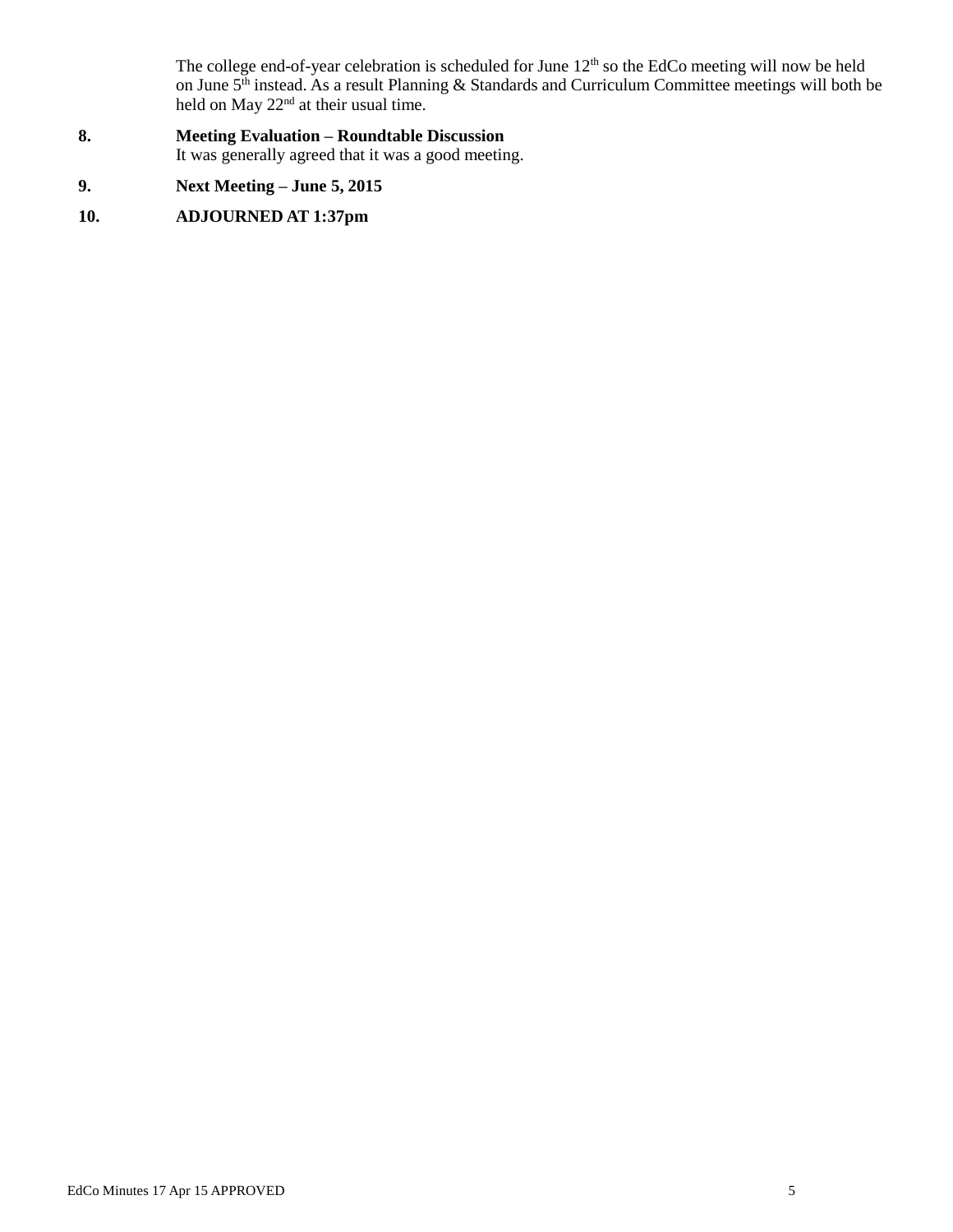The college end-of-year celebration is scheduled for June 12th so the EdCo meeting will now be held on June 5th instead. As a result Planning & Standards and Curriculum Committee meetings will both be held on May 22nd at their usual time.

**8. Meeting Evaluation – Roundtable Discussion**

It was generally agreed that it was a good meeting.

**9. Next Meeting – June 5, 2015**

**10. ADJOURNED AT 1:37pm**